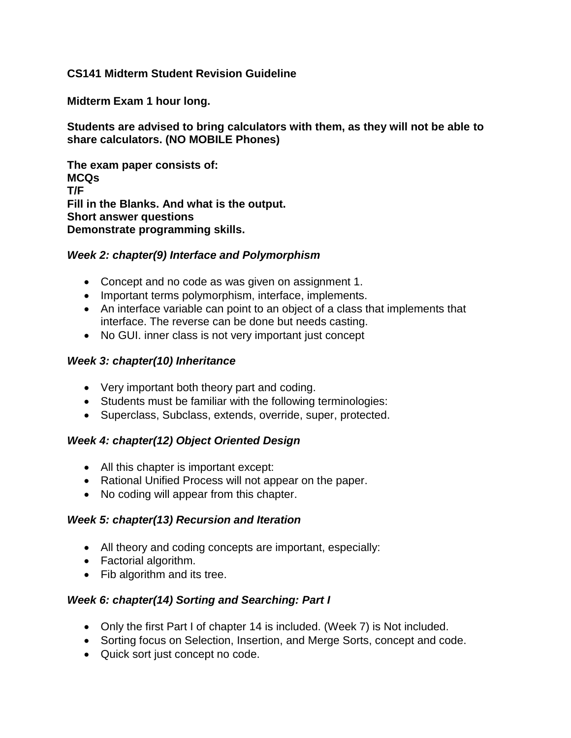**CS141 Midterm Student Revision Guideline**

**Midterm Exam 1 hour long.**

**Students are advised to bring calculators with them, as they will not be able to share calculators. (NO MOBILE Phones)**

**The exam paper consists of:**
**MCQs**
**T/F**
**Fill in the Blanks. And what is the output.**
**Short answer questions**
**Demonstrate programming skills.**

***Week 2: chapter(9) Interface and Polymorphism***

- Concept and no code as was given on assignment 1.
- Important terms polymorphism, interface, implements.
- An interface variable can point to an object of a class that implements that interface. The reverse can be done but needs casting.
- No GUI. inner class is not very important just concept

***Week 3: chapter(10) Inheritance***

- Very important both theory part and coding.
- Students must be familiar with the following terminologies:
- Superclass, Subclass, extends, override, super, protected.

***Week 4: chapter(12) Object Oriented Design***

- All this chapter is important except:
- Rational Unified Process will not appear on the paper.
- No coding will appear from this chapter.

***Week 5: chapter(13) Recursion and Iteration***

- All theory and coding concepts are important, especially:
- Factorial algorithm.
- Fib algorithm and its tree.

***Week 6: chapter(14) Sorting and Searching: Part I***

- Only the first Part I of chapter 14 is included. (Week 7) is Not included.
- Sorting focus on Selection, Insertion, and Merge Sorts, concept and code.
- Quick sort just concept no code.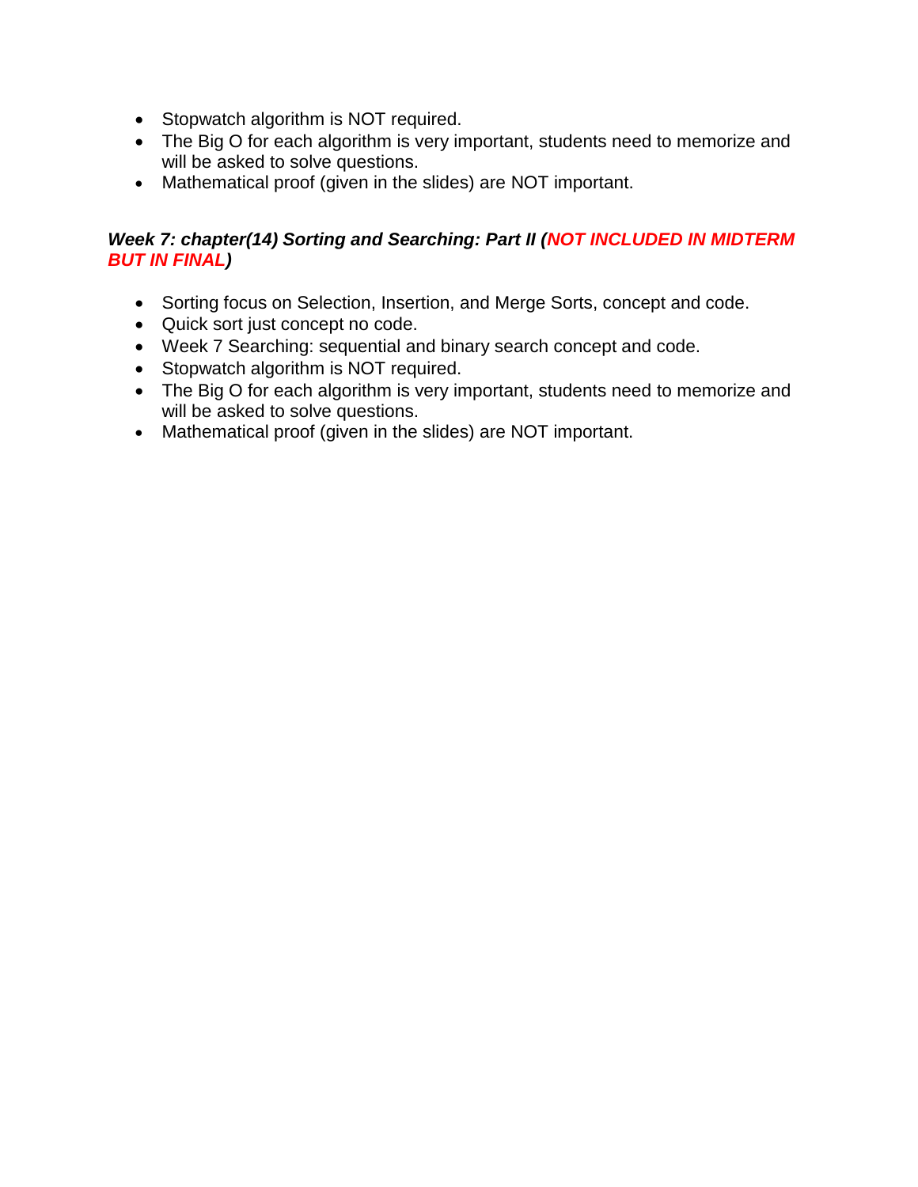- Stopwatch algorithm is NOT required.
- The Big O for each algorithm is very important, students need to memorize and will be asked to solve questions.
- Mathematical proof (given in the slides) are NOT important.

***Week 7: chapter(14) Sorting and Searching: Part II (NOT INCLUDED IN MIDTERM BUT IN FINAL)***

- Sorting focus on Selection, Insertion, and Merge Sorts, concept and code.
- Quick sort just concept no code.
- Week 7 Searching: sequential and binary search concept and code.
- Stopwatch algorithm is NOT required.
- The Big O for each algorithm is very important, students need to memorize and will be asked to solve questions.
- Mathematical proof (given in the slides) are NOT important.